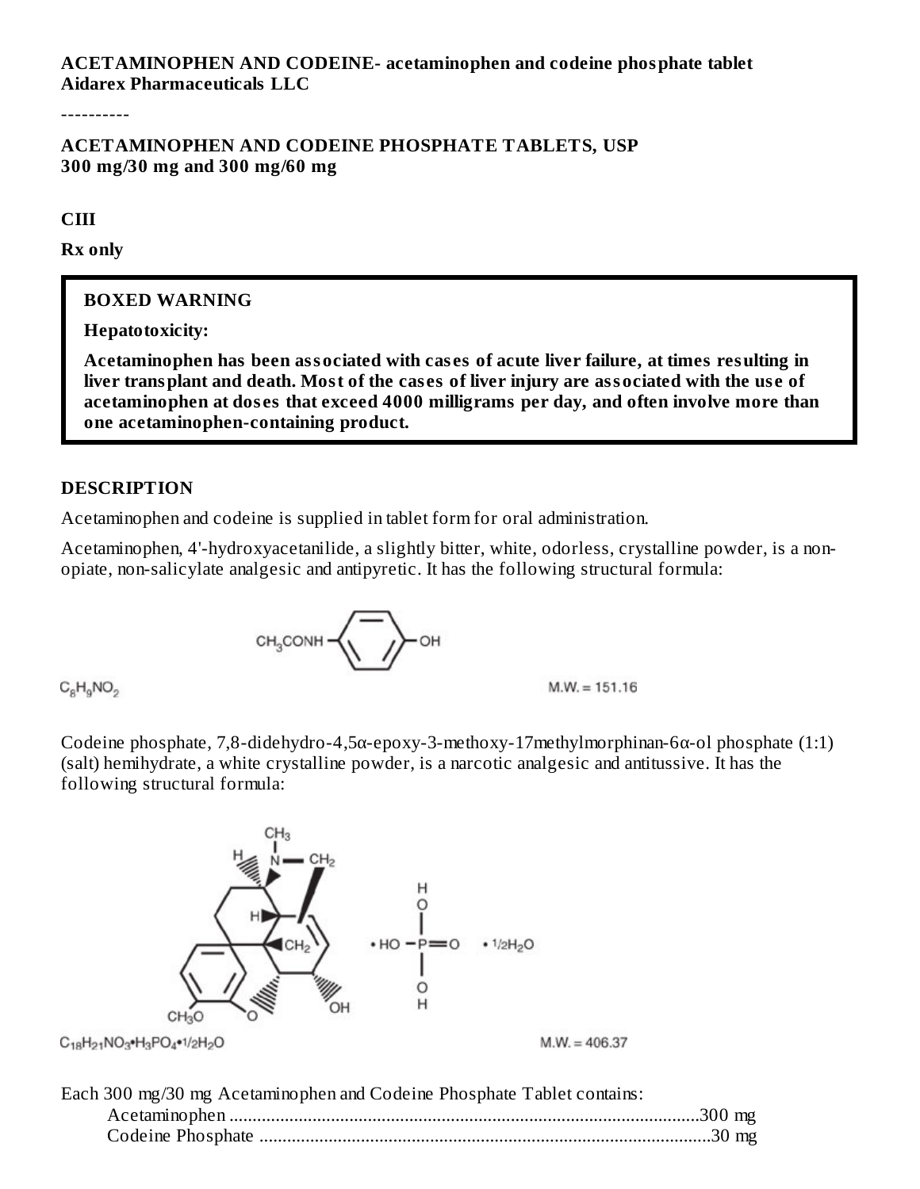**ACETAMINOPHEN AND CODEINE- acetaminophen and codeine phosphate tablet**
**Aidarex Pharmaceuticals LLC**

----------

**ACETAMINOPHEN AND CODEINE PHOSPHATE TABLETS, USP**
**300 mg/30 mg and 300 mg/60 mg**

**CIII**

**Rx only**

> **BOXED WARNING**
>
> **Hepatotoxicity:**
>
> **Acetaminophen has been associated with cases of acute liver failure, at times resulting in liver transplant and death. Most of the cases of liver injury are associated with the use of acetaminophen at doses that exceed 4000 milligrams per day, and often involve more than one acetaminophen-containing product.**

## DESCRIPTION

Acetaminophen and codeine is supplied in tablet form for oral administration.

Acetaminophen, 4'-hydroxyacetanilide, a slightly bitter, white, odorless, crystalline powder, is a non-opiate, non-salicylate analgesic and antipyretic. It has the following structural formula:

$CH_3CONH$–(benzene ring)–$OH$

$C_8H_9NO_2$ M.W. = 151.16

Codeine phosphate, 7,8-didehydro-4,5α-epoxy-3-methoxy-17methylmorphinan-6α-ol phosphate (1:1) (salt) hemihydrate, a white crystalline powder, is a narcotic analgesic and antitussive. It has the following structural formula:

$C_{18}H_{21}NO_3 \bullet H_3PO_4 \bullet 1/2H_2O$ M.W. = 406.37

Each 300 mg/30 mg Acetaminophen and Codeine Phosphate Tablet contains:

| | |
|---|---|
| Acetaminophen | 300 mg |
| Codeine Phosphate | 30 mg |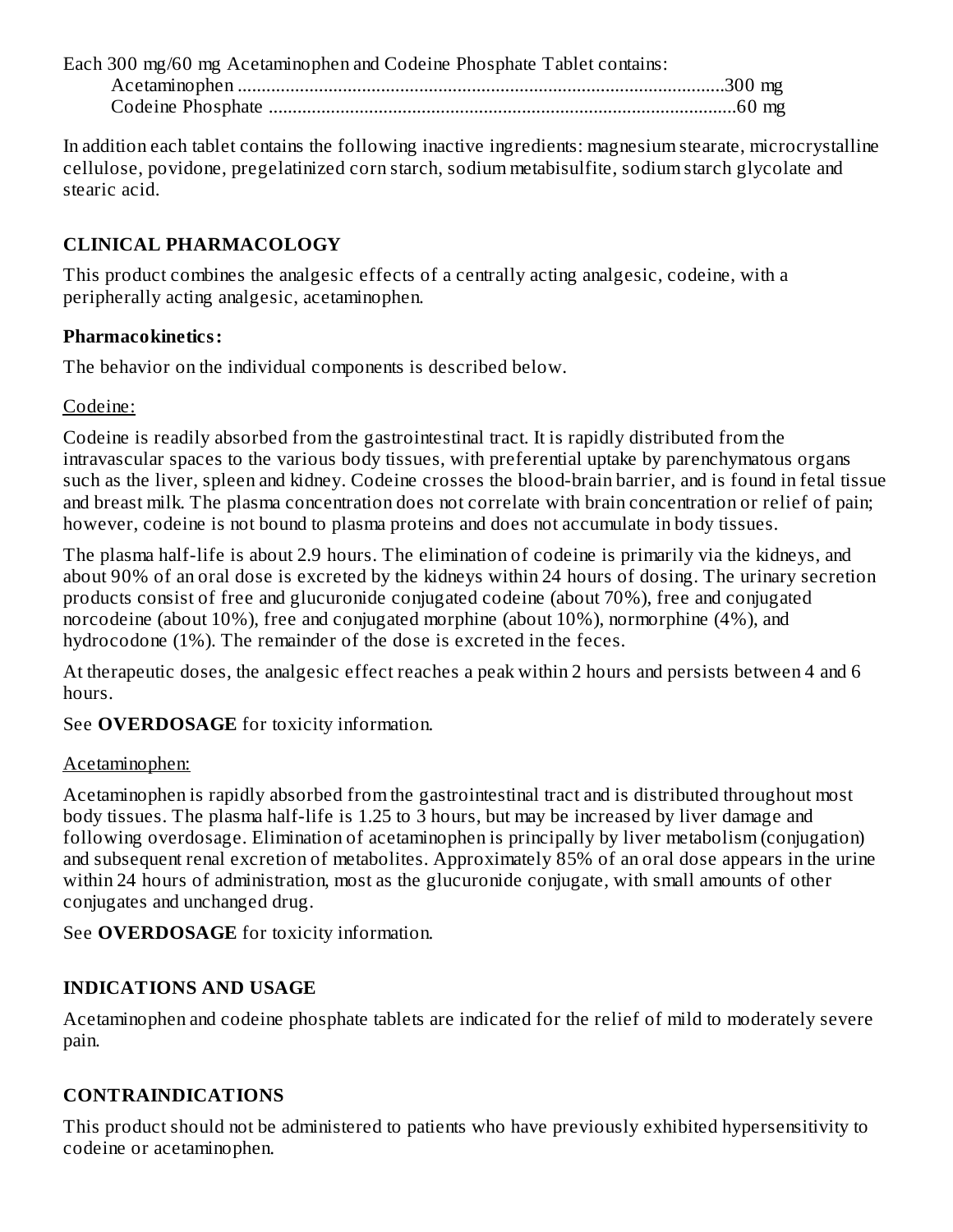Each 300 mg/60 mg Acetaminophen and Codeine Phosphate Tablet contains:

Acetaminophen ......................................................................................................300 mg
Codeine Phosphate ..................................................................................................60 mg

In addition each tablet contains the following inactive ingredients: magnesium stearate, microcrystalline cellulose, povidone, pregelatinized corn starch, sodium metabisulfite, sodium starch glycolate and stearic acid.

## CLINICAL PHARMACOLOGY

This product combines the analgesic effects of a centrally acting analgesic, codeine, with a peripherally acting analgesic, acetaminophen.

### Pharmacokinetics:

The behavior on the individual components is described below.

Codeine:

Codeine is readily absorbed from the gastrointestinal tract. It is rapidly distributed from the intravascular spaces to the various body tissues, with preferential uptake by parenchymatous organs such as the liver, spleen and kidney. Codeine crosses the blood-brain barrier, and is found in fetal tissue and breast milk. The plasma concentration does not correlate with brain concentration or relief of pain; however, codeine is not bound to plasma proteins and does not accumulate in body tissues.

The plasma half-life is about 2.9 hours. The elimination of codeine is primarily via the kidneys, and about 90% of an oral dose is excreted by the kidneys within 24 hours of dosing. The urinary secretion products consist of free and glucuronide conjugated codeine (about 70%), free and conjugated norcodeine (about 10%), free and conjugated morphine (about 10%), normorphine (4%), and hydrocodone (1%). The remainder of the dose is excreted in the feces.

At therapeutic doses, the analgesic effect reaches a peak within 2 hours and persists between 4 and 6 hours.

See **OVERDOSAGE** for toxicity information.

Acetaminophen:

Acetaminophen is rapidly absorbed from the gastrointestinal tract and is distributed throughout most body tissues. The plasma half-life is 1.25 to 3 hours, but may be increased by liver damage and following overdosage. Elimination of acetaminophen is principally by liver metabolism (conjugation) and subsequent renal excretion of metabolites. Approximately 85% of an oral dose appears in the urine within 24 hours of administration, most as the glucuronide conjugate, with small amounts of other conjugates and unchanged drug.

See **OVERDOSAGE** for toxicity information.

## INDICATIONS AND USAGE

Acetaminophen and codeine phosphate tablets are indicated for the relief of mild to moderately severe pain.

## CONTRAINDICATIONS

This product should not be administered to patients who have previously exhibited hypersensitivity to codeine or acetaminophen.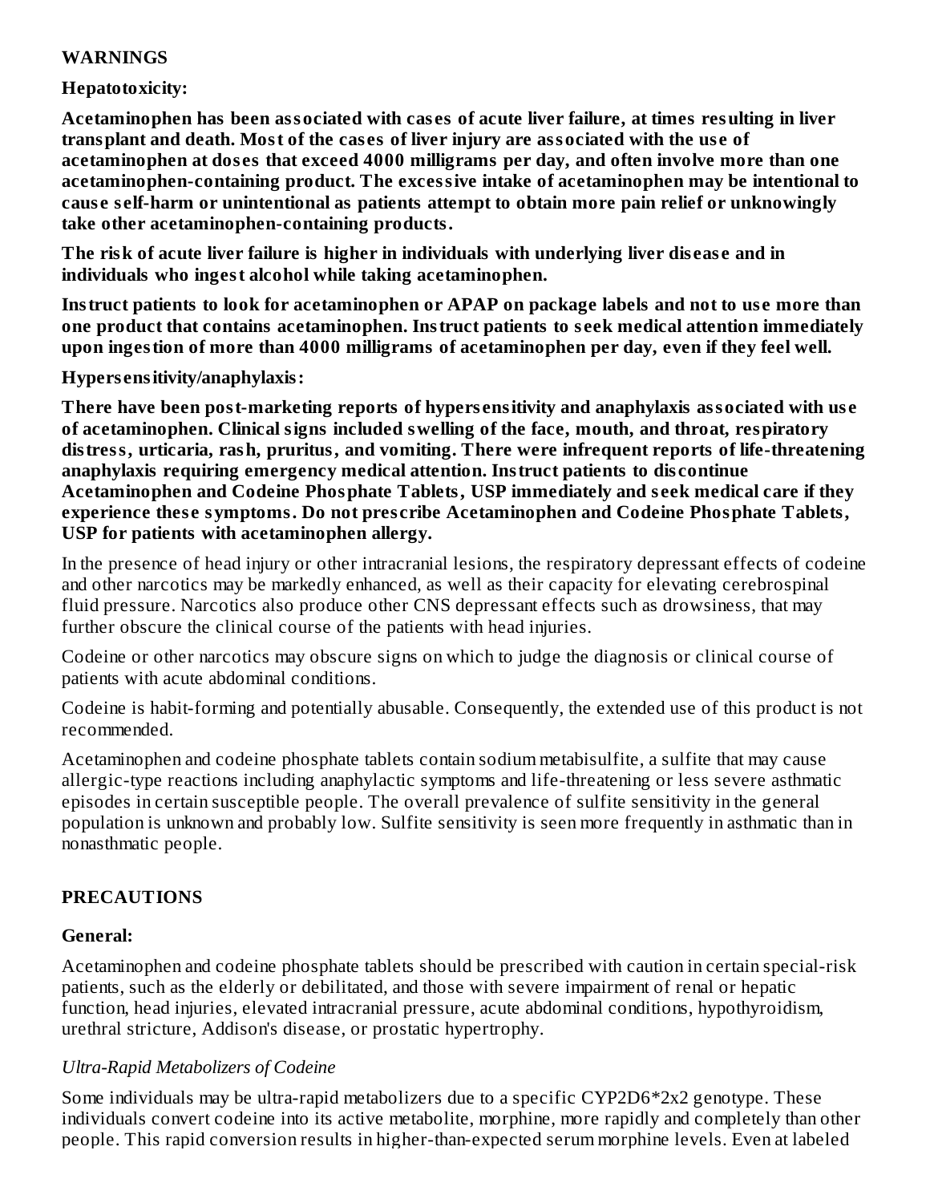## WARNINGS

**Hepatotoxicity:**

**Acetaminophen has been associated with cases of acute liver failure, at times resulting in liver transplant and death. Most of the cases of liver injury are associated with the use of acetaminophen at doses that exceed 4000 milligrams per day, and often involve more than one acetaminophen-containing product. The excessive intake of acetaminophen may be intentional to cause self-harm or unintentional as patients attempt to obtain more pain relief or unknowingly take other acetaminophen-containing products.**

**The risk of acute liver failure is higher in individuals with underlying liver disease and in individuals who ingest alcohol while taking acetaminophen.**

**Instruct patients to look for acetaminophen or APAP on package labels and not to use more than one product that contains acetaminophen. Instruct patients to seek medical attention immediately upon ingestion of more than 4000 milligrams of acetaminophen per day, even if they feel well.**

**Hypersensitivity/anaphylaxis:**

**There have been post-marketing reports of hypersensitivity and anaphylaxis associated with use of acetaminophen. Clinical signs included swelling of the face, mouth, and throat, respiratory distress, urticaria, rash, pruritus, and vomiting. There were infrequent reports of life-threatening anaphylaxis requiring emergency medical attention. Instruct patients to discontinue Acetaminophen and Codeine Phosphate Tablets, USP immediately and seek medical care if they experience these symptoms. Do not prescribe Acetaminophen and Codeine Phosphate Tablets, USP for patients with acetaminophen allergy.**

In the presence of head injury or other intracranial lesions, the respiratory depressant effects of codeine and other narcotics may be markedly enhanced, as well as their capacity for elevating cerebrospinal fluid pressure. Narcotics also produce other CNS depressant effects such as drowsiness, that may further obscure the clinical course of the patients with head injuries.

Codeine or other narcotics may obscure signs on which to judge the diagnosis or clinical course of patients with acute abdominal conditions.

Codeine is habit-forming and potentially abusable. Consequently, the extended use of this product is not recommended.

Acetaminophen and codeine phosphate tablets contain sodium metabisulfite, a sulfite that may cause allergic-type reactions including anaphylactic symptoms and life-threatening or less severe asthmatic episodes in certain susceptible people. The overall prevalence of sulfite sensitivity in the general population is unknown and probably low. Sulfite sensitivity is seen more frequently in asthmatic than in nonasthmatic people.

## PRECAUTIONS

**General:**

Acetaminophen and codeine phosphate tablets should be prescribed with caution in certain special-risk patients, such as the elderly or debilitated, and those with severe impairment of renal or hepatic function, head injuries, elevated intracranial pressure, acute abdominal conditions, hypothyroidism, urethral stricture, Addison's disease, or prostatic hypertrophy.

*Ultra-Rapid Metabolizers of Codeine*

Some individuals may be ultra-rapid metabolizers due to a specific CYP2D6*2x2 genotype. These individuals convert codeine into its active metabolite, morphine, more rapidly and completely than other people. This rapid conversion results in higher-than-expected serum morphine levels. Even at labeled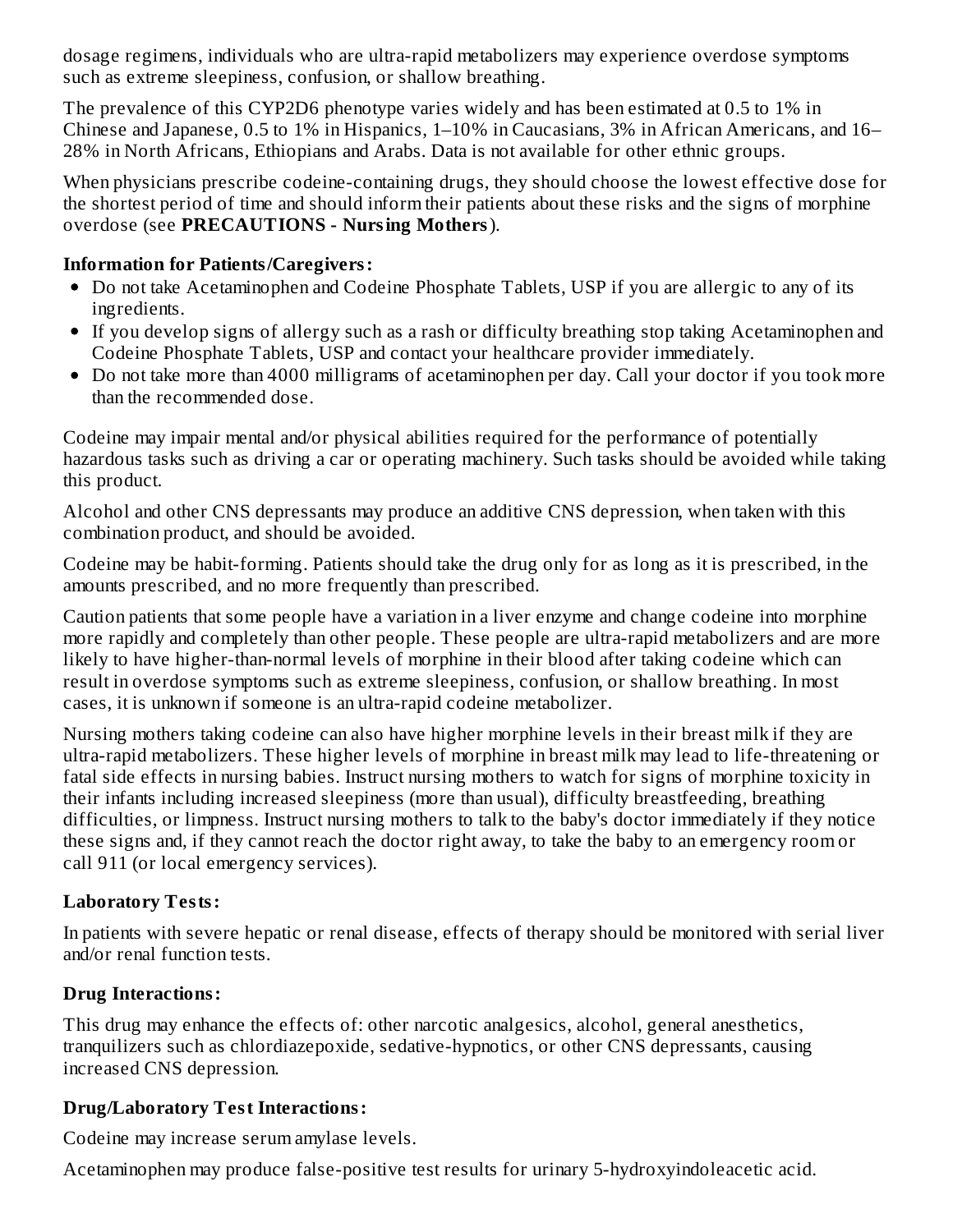dosage regimens, individuals who are ultra-rapid metabolizers may experience overdose symptoms such as extreme sleepiness, confusion, or shallow breathing.

The prevalence of this CYP2D6 phenotype varies widely and has been estimated at 0.5 to 1% in Chinese and Japanese, 0.5 to 1% in Hispanics, 1–10% in Caucasians, 3% in African Americans, and 16–28% in North Africans, Ethiopians and Arabs. Data is not available for other ethnic groups.

When physicians prescribe codeine-containing drugs, they should choose the lowest effective dose for the shortest period of time and should inform their patients about these risks and the signs of morphine overdose (see **PRECAUTIONS - Nursing Mothers**).

**Information for Patients/Caregivers:**

- Do not take Acetaminophen and Codeine Phosphate Tablets, USP if you are allergic to any of its ingredients.
- If you develop signs of allergy such as a rash or difficulty breathing stop taking Acetaminophen and Codeine Phosphate Tablets, USP and contact your healthcare provider immediately.
- Do not take more than 4000 milligrams of acetaminophen per day. Call your doctor if you took more than the recommended dose.

Codeine may impair mental and/or physical abilities required for the performance of potentially hazardous tasks such as driving a car or operating machinery. Such tasks should be avoided while taking this product.

Alcohol and other CNS depressants may produce an additive CNS depression, when taken with this combination product, and should be avoided.

Codeine may be habit-forming. Patients should take the drug only for as long as it is prescribed, in the amounts prescribed, and no more frequently than prescribed.

Caution patients that some people have a variation in a liver enzyme and change codeine into morphine more rapidly and completely than other people. These people are ultra-rapid metabolizers and are more likely to have higher-than-normal levels of morphine in their blood after taking codeine which can result in overdose symptoms such as extreme sleepiness, confusion, or shallow breathing. In most cases, it is unknown if someone is an ultra-rapid codeine metabolizer.

Nursing mothers taking codeine can also have higher morphine levels in their breast milk if they are ultra-rapid metabolizers. These higher levels of morphine in breast milk may lead to life-threatening or fatal side effects in nursing babies. Instruct nursing mothers to watch for signs of morphine toxicity in their infants including increased sleepiness (more than usual), difficulty breastfeeding, breathing difficulties, or limpness. Instruct nursing mothers to talk to the baby's doctor immediately if they notice these signs and, if they cannot reach the doctor right away, to take the baby to an emergency room or call 911 (or local emergency services).

**Laboratory Tests:**

In patients with severe hepatic or renal disease, effects of therapy should be monitored with serial liver and/or renal function tests.

**Drug Interactions:**

This drug may enhance the effects of: other narcotic analgesics, alcohol, general anesthetics, tranquilizers such as chlordiazepoxide, sedative-hypnotics, or other CNS depressants, causing increased CNS depression.

**Drug/Laboratory Test Interactions:**

Codeine may increase serum amylase levels.

Acetaminophen may produce false-positive test results for urinary 5-hydroxyindoleacetic acid.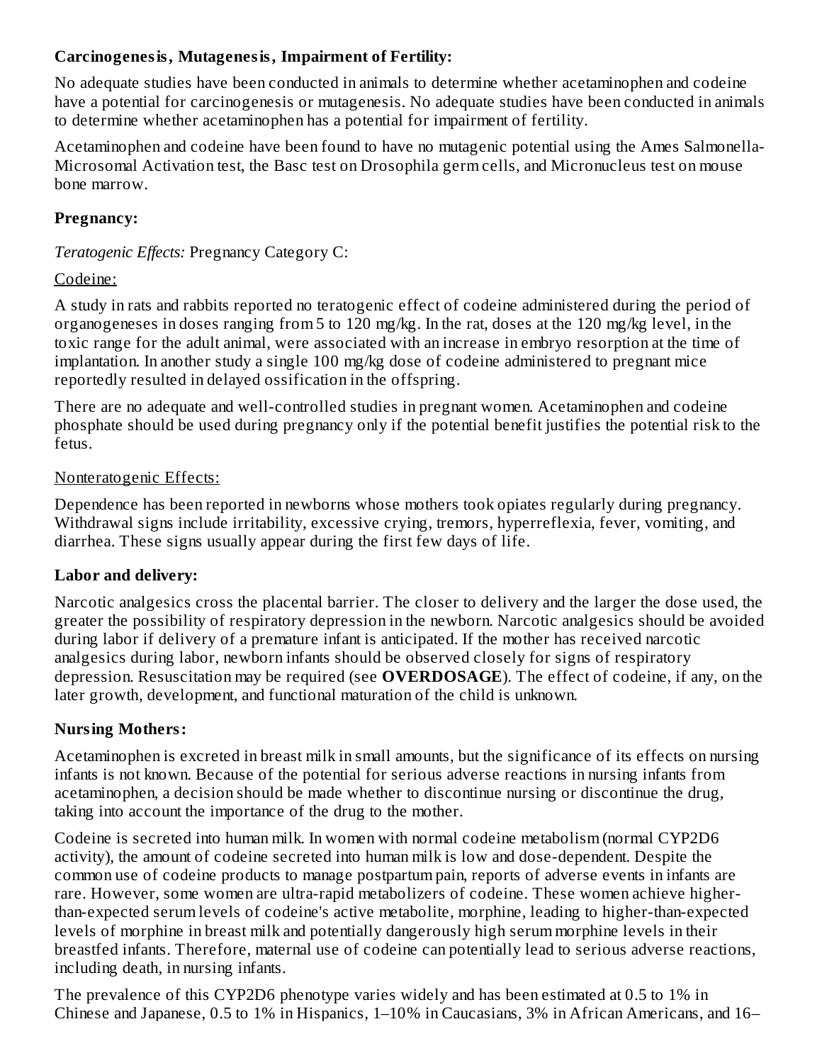**Carcinogenesis, Mutagenesis, Impairment of Fertility:**

No adequate studies have been conducted in animals to determine whether acetaminophen and codeine have a potential for carcinogenesis or mutagenesis. No adequate studies have been conducted in animals to determine whether acetaminophen has a potential for impairment of fertility.

Acetaminophen and codeine have been found to have no mutagenic potential using the Ames Salmonella-Microsomal Activation test, the Basc test on Drosophila germ cells, and Micronucleus test on mouse bone marrow.

**Pregnancy:**

*Teratogenic Effects:* Pregnancy Category C:

Codeine:

A study in rats and rabbits reported no teratogenic effect of codeine administered during the period of organogeneses in doses ranging from 5 to 120 mg/kg. In the rat, doses at the 120 mg/kg level, in the toxic range for the adult animal, were associated with an increase in embryo resorption at the time of implantation. In another study a single 100 mg/kg dose of codeine administered to pregnant mice reportedly resulted in delayed ossification in the offspring.

There are no adequate and well-controlled studies in pregnant women. Acetaminophen and codeine phosphate should be used during pregnancy only if the potential benefit justifies the potential risk to the fetus.

Nonteratogenic Effects:

Dependence has been reported in newborns whose mothers took opiates regularly during pregnancy. Withdrawal signs include irritability, excessive crying, tremors, hyperreflexia, fever, vomiting, and diarrhea. These signs usually appear during the first few days of life.

**Labor and delivery:**

Narcotic analgesics cross the placental barrier. The closer to delivery and the larger the dose used, the greater the possibility of respiratory depression in the newborn. Narcotic analgesics should be avoided during labor if delivery of a premature infant is anticipated. If the mother has received narcotic analgesics during labor, newborn infants should be observed closely for signs of respiratory depression. Resuscitation may be required (see **OVERDOSAGE**). The effect of codeine, if any, on the later growth, development, and functional maturation of the child is unknown.

**Nursing Mothers:**

Acetaminophen is excreted in breast milk in small amounts, but the significance of its effects on nursing infants is not known. Because of the potential for serious adverse reactions in nursing infants from acetaminophen, a decision should be made whether to discontinue nursing or discontinue the drug, taking into account the importance of the drug to the mother.

Codeine is secreted into human milk. In women with normal codeine metabolism (normal CYP2D6 activity), the amount of codeine secreted into human milk is low and dose-dependent. Despite the common use of codeine products to manage postpartum pain, reports of adverse events in infants are rare. However, some women are ultra-rapid metabolizers of codeine. These women achieve higher-than-expected serum levels of codeine's active metabolite, morphine, leading to higher-than-expected levels of morphine in breast milk and potentially dangerously high serum morphine levels in their breastfed infants. Therefore, maternal use of codeine can potentially lead to serious adverse reactions, including death, in nursing infants.

The prevalence of this CYP2D6 phenotype varies widely and has been estimated at 0.5 to 1% in Chinese and Japanese, 0.5 to 1% in Hispanics, 1–10% in Caucasians, 3% in African Americans, and 16–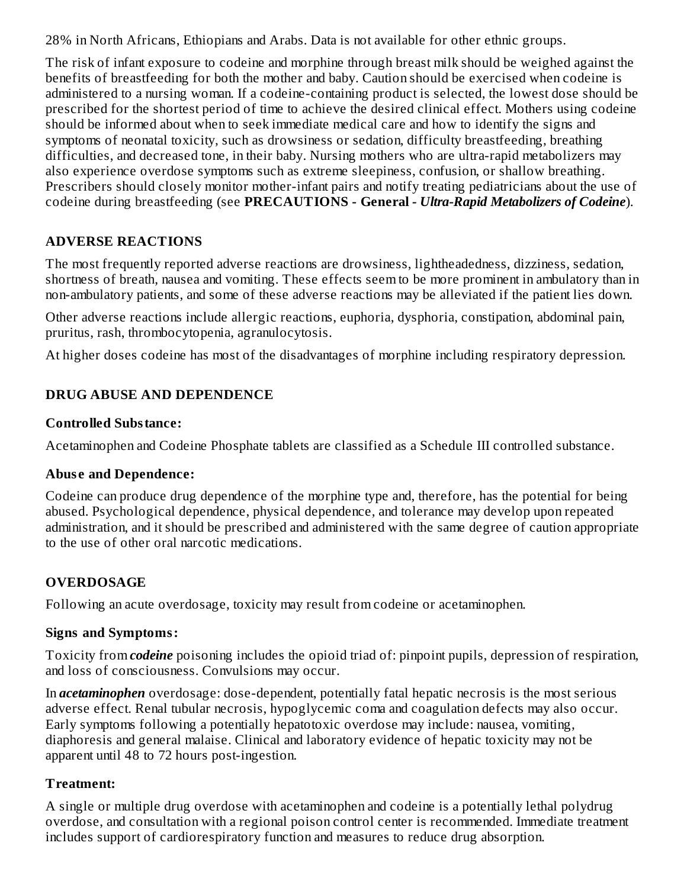28% in North Africans, Ethiopians and Arabs. Data is not available for other ethnic groups.

The risk of infant exposure to codeine and morphine through breast milk should be weighed against the benefits of breastfeeding for both the mother and baby. Caution should be exercised when codeine is administered to a nursing woman. If a codeine-containing product is selected, the lowest dose should be prescribed for the shortest period of time to achieve the desired clinical effect. Mothers using codeine should be informed about when to seek immediate medical care and how to identify the signs and symptoms of neonatal toxicity, such as drowsiness or sedation, difficulty breastfeeding, breathing difficulties, and decreased tone, in their baby. Nursing mothers who are ultra-rapid metabolizers may also experience overdose symptoms such as extreme sleepiness, confusion, or shallow breathing. Prescribers should closely monitor mother-infant pairs and notify treating pediatricians about the use of codeine during breastfeeding (see **PRECAUTIONS - General -** ***Ultra-Rapid Metabolizers of Codeine***).

## ADVERSE REACTIONS

The most frequently reported adverse reactions are drowsiness, lightheadedness, dizziness, sedation, shortness of breath, nausea and vomiting. These effects seem to be more prominent in ambulatory than in non-ambulatory patients, and some of these adverse reactions may be alleviated if the patient lies down.

Other adverse reactions include allergic reactions, euphoria, dysphoria, constipation, abdominal pain, pruritus, rash, thrombocytopenia, agranulocytosis.

At higher doses codeine has most of the disadvantages of morphine including respiratory depression.

## DRUG ABUSE AND DEPENDENCE

### Controlled Substance:

Acetaminophen and Codeine Phosphate tablets are classified as a Schedule III controlled substance.

### Abuse and Dependence:

Codeine can produce drug dependence of the morphine type and, therefore, has the potential for being abused. Psychological dependence, physical dependence, and tolerance may develop upon repeated administration, and it should be prescribed and administered with the same degree of caution appropriate to the use of other oral narcotic medications.

## OVERDOSAGE

Following an acute overdosage, toxicity may result from codeine or acetaminophen.

### Signs and Symptoms:

Toxicity from ***codeine*** poisoning includes the opioid triad of: pinpoint pupils, depression of respiration, and loss of consciousness. Convulsions may occur.

In ***acetaminophen*** overdosage: dose-dependent, potentially fatal hepatic necrosis is the most serious adverse effect. Renal tubular necrosis, hypoglycemic coma and coagulation defects may also occur. Early symptoms following a potentially hepatotoxic overdose may include: nausea, vomiting, diaphoresis and general malaise. Clinical and laboratory evidence of hepatic toxicity may not be apparent until 48 to 72 hours post-ingestion.

### Treatment:

A single or multiple drug overdose with acetaminophen and codeine is a potentially lethal polydrug overdose, and consultation with a regional poison control center is recommended. Immediate treatment includes support of cardiorespiratory function and measures to reduce drug absorption.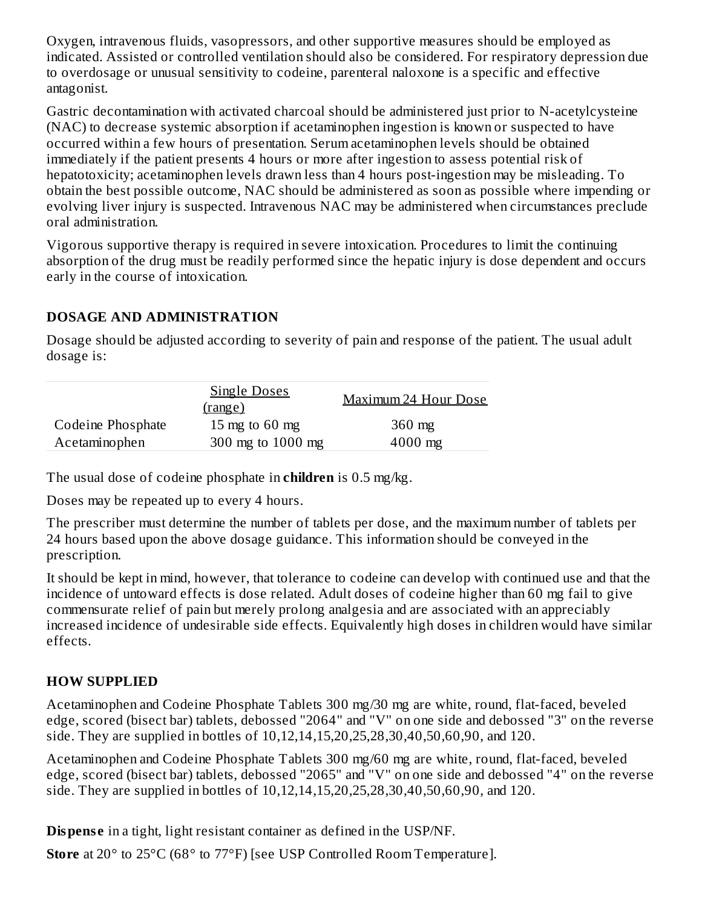Oxygen, intravenous fluids, vasopressors, and other supportive measures should be employed as indicated. Assisted or controlled ventilation should also be considered. For respiratory depression due to overdosage or unusual sensitivity to codeine, parenteral naloxone is a specific and effective antagonist.

Gastric decontamination with activated charcoal should be administered just prior to N-acetylcysteine (NAC) to decrease systemic absorption if acetaminophen ingestion is known or suspected to have occurred within a few hours of presentation. Serum acetaminophen levels should be obtained immediately if the patient presents 4 hours or more after ingestion to assess potential risk of hepatotoxicity; acetaminophen levels drawn less than 4 hours post-ingestion may be misleading. To obtain the best possible outcome, NAC should be administered as soon as possible where impending or evolving liver injury is suspected. Intravenous NAC may be administered when circumstances preclude oral administration.

Vigorous supportive therapy is required in severe intoxication. Procedures to limit the continuing absorption of the drug must be readily performed since the hepatic injury is dose dependent and occurs early in the course of intoxication.

## DOSAGE AND ADMINISTRATION

Dosage should be adjusted according to severity of pain and response of the patient. The usual adult dosage is:

| | Single Doses (range) | Maximum 24 Hour Dose |
|---|---|---|
| Codeine Phosphate | 15 mg to 60 mg | 360 mg |
| Acetaminophen | 300 mg to 1000 mg | 4000 mg |

The usual dose of codeine phosphate in **children** is 0.5 mg/kg.

Doses may be repeated up to every 4 hours.

The prescriber must determine the number of tablets per dose, and the maximum number of tablets per 24 hours based upon the above dosage guidance. This information should be conveyed in the prescription.

It should be kept in mind, however, that tolerance to codeine can develop with continued use and that the incidence of untoward effects is dose related. Adult doses of codeine higher than 60 mg fail to give commensurate relief of pain but merely prolong analgesia and are associated with an appreciably increased incidence of undesirable side effects. Equivalently high doses in children would have similar effects.

## HOW SUPPLIED

Acetaminophen and Codeine Phosphate Tablets 300 mg/30 mg are white, round, flat-faced, beveled edge, scored (bisect bar) tablets, debossed "2064" and "V" on one side and debossed "3" on the reverse side. They are supplied in bottles of 10,12,14,15,20,25,28,30,40,50,60,90, and 120.

Acetaminophen and Codeine Phosphate Tablets 300 mg/60 mg are white, round, flat-faced, beveled edge, scored (bisect bar) tablets, debossed "2065" and "V" on one side and debossed "4" on the reverse side. They are supplied in bottles of 10,12,14,15,20,25,28,30,40,50,60,90, and 120.

**Dispense** in a tight, light resistant container as defined in the USP/NF.

**Store** at 20° to 25°C (68° to 77°F) [see USP Controlled Room Temperature].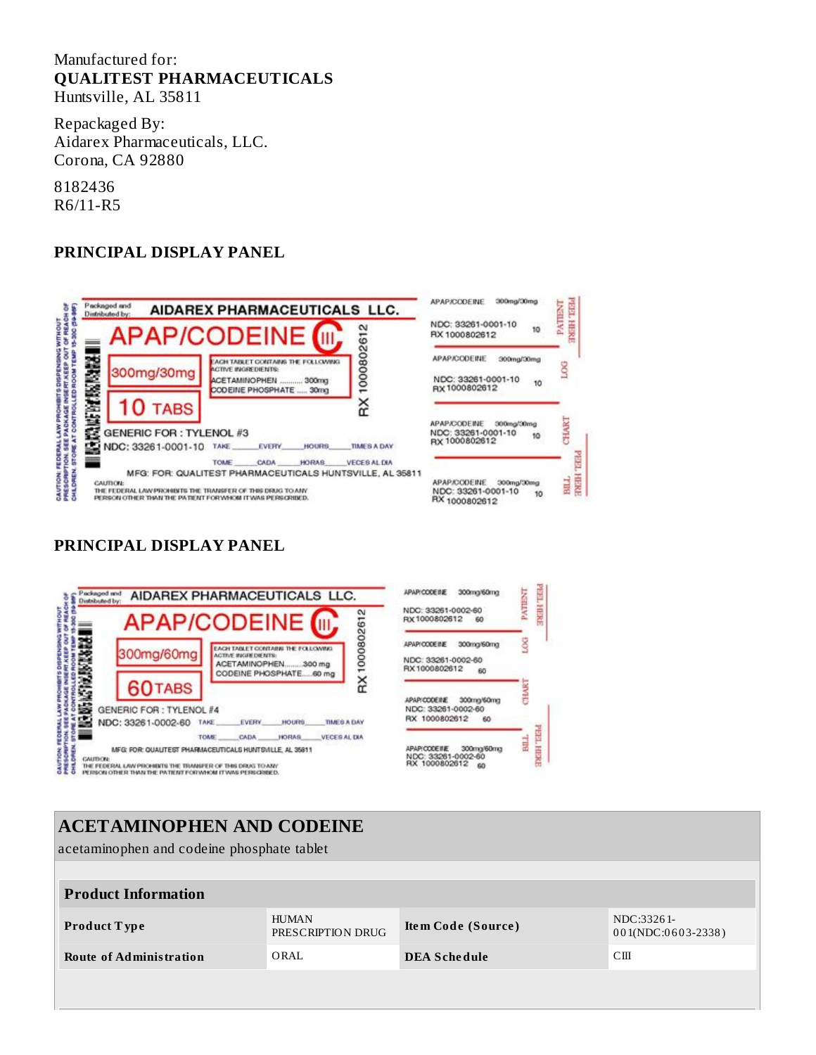Manufactured for:
**QUALITEST PHARMACEUTICALS**
Huntsville, AL 35811

Repackaged By:
Aidarex Pharmaceuticals, LLC.
Corona, CA 92880

8182436
R6/11-R5

## PRINCIPAL DISPLAY PANEL

Packaged and Distributed by: AIDAREX PHARMACEUTICALS LLC.

APAP/CODEINE CIII

300mg/30mg

10 TABS

EACH TABLET CONTAINS THE FOLLOWING ACTIVE INGREDIENTS:
ACETAMINOPHEN .......... 300mg
CODEINE PHOSPHATE ..... 30mg

RX 1000802612

GENERIC FOR : TYLENOL #3

NDC: 33261-0001-10 TAKE _____ EVERY _____ HOURS _____ TIMES A DAY

TOME _____ CADA _____ HORAS _____ VECES AL DIA

MFG: FOR: QUALITEST PHARMACEUTICALS HUNTSVILLE, AL 35811

CAUTION: FEDERAL LAW PROHIBITS DISPENSING WITHOUT PRESCRIPTION. SEE PACKAGE INSERT. KEEP OUT OF REACH OF CHILDREN. STORE AT CONTROLLED ROOM TEMP 15-30C (59-86F)

CAUTION:
THE FEDERAL LAW PROHIBITS THE TRANSFER OF THIS DRUG TO ANY PERSON OTHER THAN THE PATIENT FOR WHOM IT WAS PERSCRIBED.

APAP/CODEINE 300mg/30mg NDC: 33261-0001-10 RX 1000802612 10 PATIENT PEEL HERE

APAP/CODEINE 300mg/30mg NDC: 33261-0001-10 RX 1000802612 10 LOG

APAP/CODEINE 300mg/30mg NDC: 33261-0001-10 RX 1000802612 10 CHART

APAP/CODEINE 300mg/30mg NDC: 33261-0001-10 RX 1000802612 10 BILL PEEL HERE

## PRINCIPAL DISPLAY PANEL

Packaged and Distributed by: AIDAREX PHARMACEUTICALS LLC.

APAP/CODEINE CIII

300mg/60mg

60 TABS

EACH TABLET CONTAINS THE FOLLOWING ACTIVE INGREDIENTS:
ACETAMINOPHEN........300 mg
CODEINE PHOSPHATE.....60 mg

RX 1000802612

GENERIC FOR : TYLENOL #4

NDC: 33261-0002-60 TAKE _____ EVERY _____ HOURS _____ TIMES A DAY

TOME _____ CADA _____ HORAS _____ VECES AL DIA

MFG: FOR: QUALITEST PHARMACEUTICALS HUNTSVILLE, AL 35811

CAUTION: FEDERAL LAW PROHIBITS DISPENSING WITHOUT PRESCRIPTION. SEE PACKAGE INSERT. KEEP OUT OF REACH OF CHILDREN. STORE AT CONTROLLED ROOM TEMP 15-30C (59-86F)

CAUTION:
THE FEDERAL LAW PROHIBITS THE TRANSFER OF THIS DRUG TO ANY PERSON OTHER THAN THE PATIENT FOR WHOM IT WAS PERSCRIBED.

APAP/CODEINE 300mg/60mg NDC: 33261-0002-60 RX 1000802612 60 PATIENT PEEL HERE

APAP/CODEINE 300mg/60mg NDC: 33261-0002-60 RX 1000802612 60 LOG

APAP/CODEINE 300mg/60mg NDC: 33261-0002-60 RX 1000802612 60 CHART

APAP/CODEINE 300mg/60mg NDC: 33261-0002-60 RX 1000802612 60 BILL PEEL HERE

## ACETAMINOPHEN AND CODEINE

acetaminophen and codeine phosphate tablet

| Product Information | | | |
|---|---|---|---|
| **Product Type** | HUMAN PRESCRIPTION DRUG | **Item Code (Source)** | NDC:33261-001(NDC:0603-2338) |
| **Route of Administration** | ORAL | **DEA Schedule** | CIII |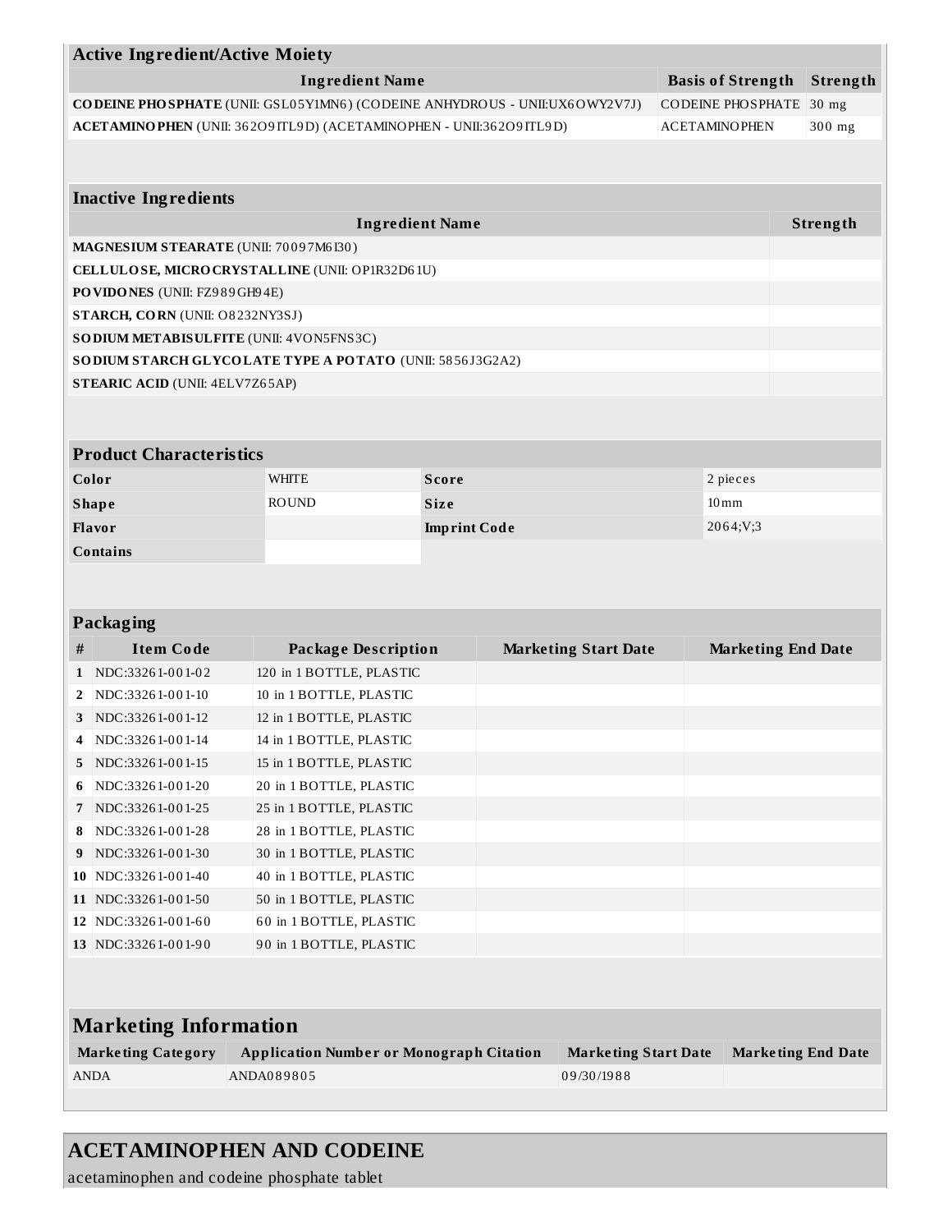| Active Ingredient/Active Moiety | | |
|---|---|---|
| **Ingredient Name** | **Basis of Strength** | **Strength** |
| **CODEINE PHOSPHATE** (UNII: GSL05Y1MN6) (CODEINE ANHYDROUS - UNII:UX6OWY2V7J) | CODEINE PHOSPHATE | 30 mg |
| **ACETAMINOPHEN** (UNII: 362O9ITL9D) (ACETAMINOPHEN - UNII:362O9ITL9D) | ACETAMINOPHEN | 300 mg |

| Inactive Ingredients | |
|---|---|
| **Ingredient Name** | **Strength** |
| **MAGNESIUM STEARATE** (UNII: 70097M6I30) | |
| **CELLULOSE, MICROCRYSTALLINE** (UNII: OP1R32D61U) | |
| **POVIDONES** (UNII: FZ989GH94E) | |
| **STARCH, CORN** (UNII: O8232NY3SJ) | |
| **SODIUM METABISULFITE** (UNII: 4VON5FNS3C) | |
| **SODIUM STARCH GLYCOLATE TYPE A POTATO** (UNII: 5856J3G2A2) | |
| **STEARIC ACID** (UNII: 4ELV7Z65AP) | |

| Product Characteristics | | | |
|---|---|---|---|
| **Color** | WHITE | **Score** | 2 pieces |
| **Shape** | ROUND | **Size** | 10mm |
| **Flavor** | | **Imprint Code** | 2064;V;3 |
| **Contains** | | | |

| Packaging | | | | |
|---|---|---|---|---|
| **#** | **Item Code** | **Package Description** | **Marketing Start Date** | **Marketing End Date** |
| **1** | NDC:33261-001-02 | 120 in 1 BOTTLE, PLASTIC | | |
| **2** | NDC:33261-001-10 | 10 in 1 BOTTLE, PLASTIC | | |
| **3** | NDC:33261-001-12 | 12 in 1 BOTTLE, PLASTIC | | |
| **4** | NDC:33261-001-14 | 14 in 1 BOTTLE, PLASTIC | | |
| **5** | NDC:33261-001-15 | 15 in 1 BOTTLE, PLASTIC | | |
| **6** | NDC:33261-001-20 | 20 in 1 BOTTLE, PLASTIC | | |
| **7** | NDC:33261-001-25 | 25 in 1 BOTTLE, PLASTIC | | |
| **8** | NDC:33261-001-28 | 28 in 1 BOTTLE, PLASTIC | | |
| **9** | NDC:33261-001-30 | 30 in 1 BOTTLE, PLASTIC | | |
| **10** | NDC:33261-001-40 | 40 in 1 BOTTLE, PLASTIC | | |
| **11** | NDC:33261-001-50 | 50 in 1 BOTTLE, PLASTIC | | |
| **12** | NDC:33261-001-60 | 60 in 1 BOTTLE, PLASTIC | | |
| **13** | NDC:33261-001-90 | 90 in 1 BOTTLE, PLASTIC | | |

| Marketing Information | | | |
|---|---|---|---|
| **Marketing Category** | **Application Number or Monograph Citation** | **Marketing Start Date** | **Marketing End Date** |
| ANDA | ANDA089805 | 09/30/1988 | |

## ACETAMINOPHEN AND CODEINE

acetaminophen and codeine phosphate tablet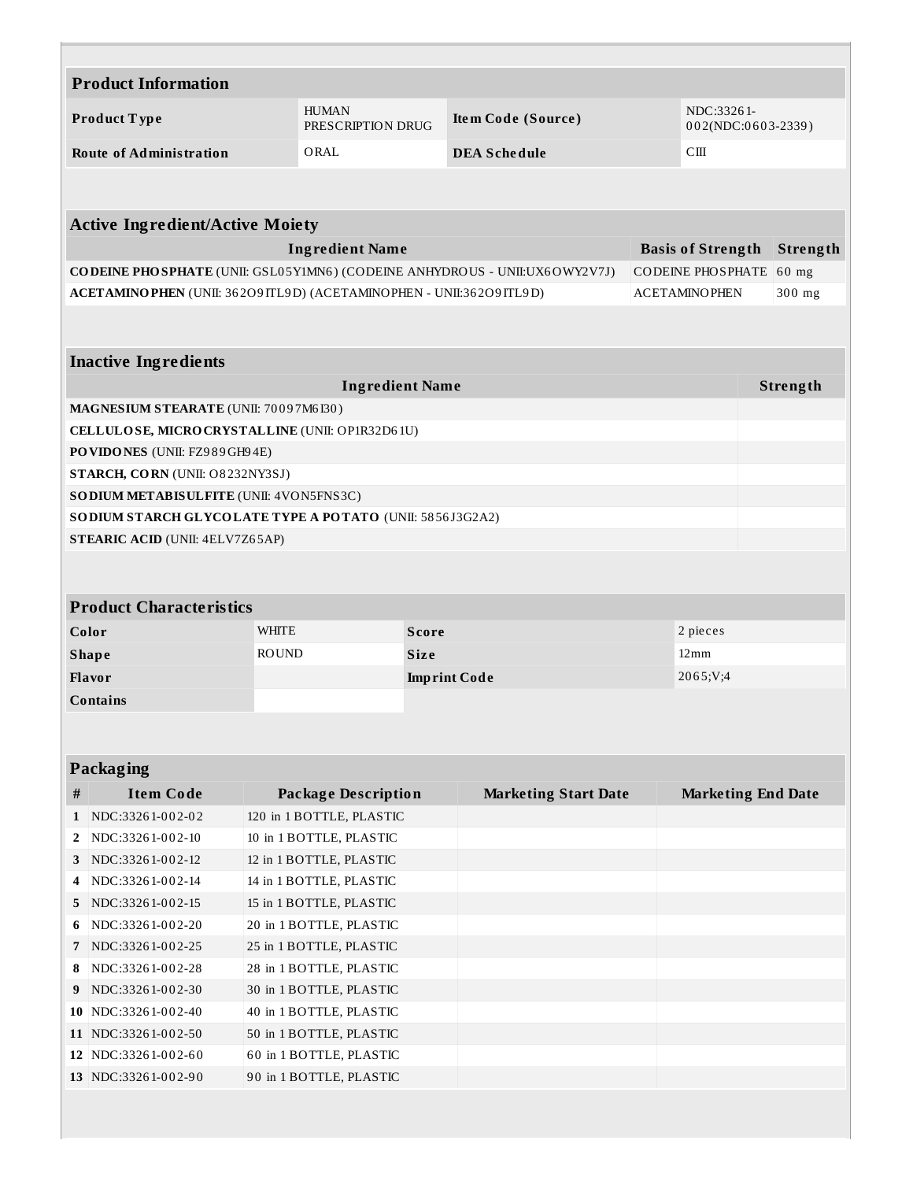## Product Information

| | | | |
|---|---|---|---|
| **Product Type** | HUMAN PRESCRIPTION DRUG | **Item Code (Source)** | NDC:33261-002(NDC:0603-2339) |
| **Route of Administration** | ORAL | **DEA Schedule** | CIII |

## Active Ingredient/Active Moiety

| Ingredient Name | Basis of Strength | Strength |
|---|---|---|
| **CODEINE PHOSPHATE** (UNII: GSL05Y1MN6) (CODEINE ANHYDROUS - UNII:UX6OWY2V7J) | CODEINE PHOSPHATE | 60 mg |
| **ACETAMINOPHEN** (UNII: 362O9ITL9D) (ACETAMINOPHEN - UNII:362O9ITL9D) | ACETAMINOPHEN | 300 mg |

## Inactive Ingredients

| Ingredient Name | Strength |
|---|---|
| **MAGNESIUM STEARATE** (UNII: 70097M6I30) | |
| **CELLULOSE, MICROCRYSTALLINE** (UNII: OP1R32D61U) | |
| **POVIDONES** (UNII: FZ989GH94E) | |
| **STARCH, CORN** (UNII: O8232NY3SJ) | |
| **SODIUM METABISULFITE** (UNII: 4VON5FNS3C) | |
| **SODIUM STARCH GLYCOLATE TYPE A POTATO** (UNII: 5856J3G2A2) | |
| **STEARIC ACID** (UNII: 4ELV7Z65AP) | |

## Product Characteristics

| | | | |
|---|---|---|---|
| **Color** | WHITE | **Score** | 2 pieces |
| **Shape** | ROUND | **Size** | 12mm |
| **Flavor** | | **Imprint Code** | 2065;V;4 |
| **Contains** | | | |

## Packaging

| # | Item Code | Package Description | Marketing Start Date | Marketing End Date |
|---|---|---|---|---|
| 1 | NDC:33261-002-02 | 120 in 1 BOTTLE, PLASTIC | | |
| 2 | NDC:33261-002-10 | 10 in 1 BOTTLE, PLASTIC | | |
| 3 | NDC:33261-002-12 | 12 in 1 BOTTLE, PLASTIC | | |
| 4 | NDC:33261-002-14 | 14 in 1 BOTTLE, PLASTIC | | |
| 5 | NDC:33261-002-15 | 15 in 1 BOTTLE, PLASTIC | | |
| 6 | NDC:33261-002-20 | 20 in 1 BOTTLE, PLASTIC | | |
| 7 | NDC:33261-002-25 | 25 in 1 BOTTLE, PLASTIC | | |
| 8 | NDC:33261-002-28 | 28 in 1 BOTTLE, PLASTIC | | |
| 9 | NDC:33261-002-30 | 30 in 1 BOTTLE, PLASTIC | | |
| 10 | NDC:33261-002-40 | 40 in 1 BOTTLE, PLASTIC | | |
| 11 | NDC:33261-002-50 | 50 in 1 BOTTLE, PLASTIC | | |
| 12 | NDC:33261-002-60 | 60 in 1 BOTTLE, PLASTIC | | |
| 13 | NDC:33261-002-90 | 90 in 1 BOTTLE, PLASTIC | | |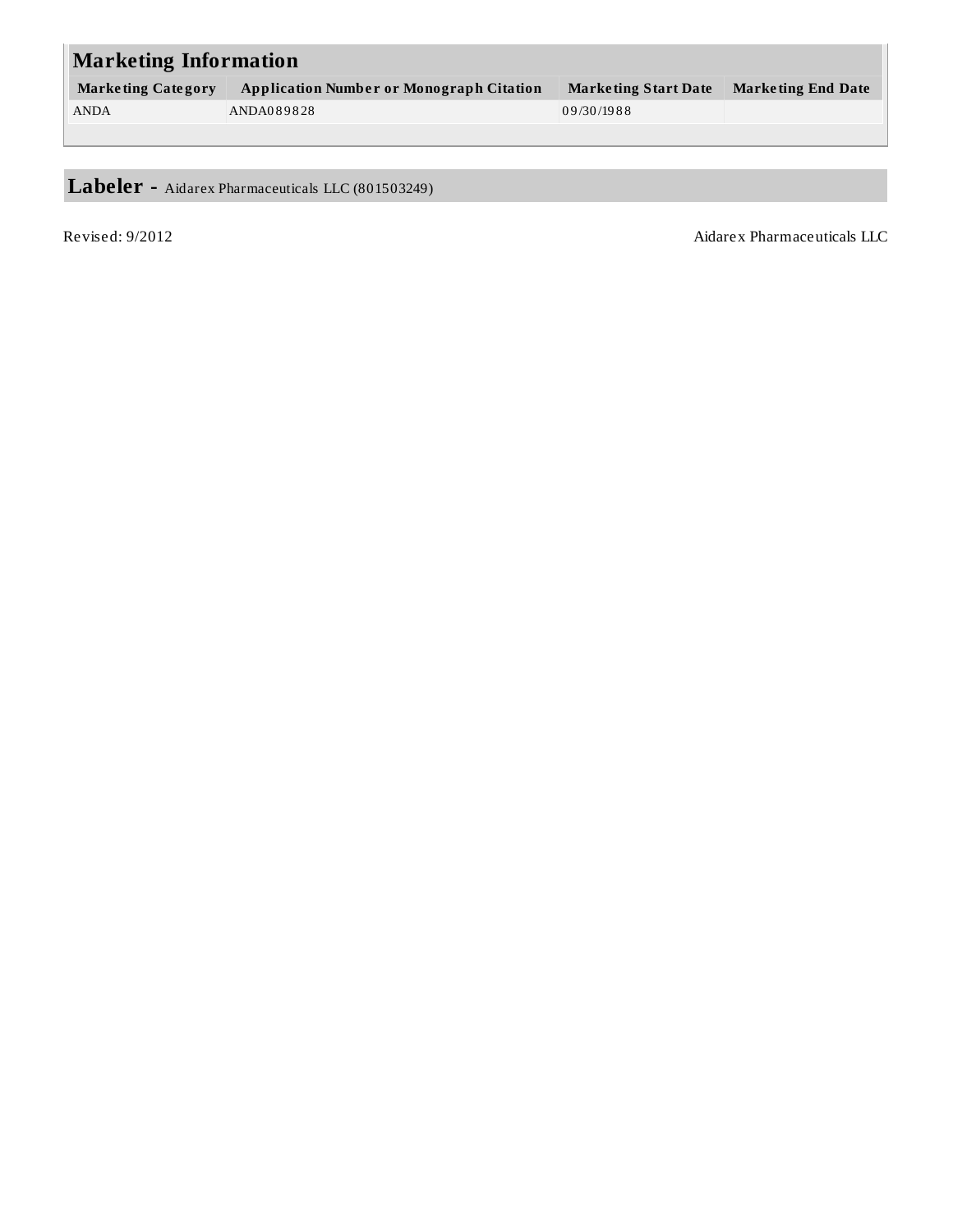## Marketing Information

| Marketing Category | Application Number or Monograph Citation | Marketing Start Date | Marketing End Date |
|---|---|---|---|
| ANDA | ANDA089828 | 09/30/1988 | |

## Labeler - Aidarex Pharmaceuticals LLC (801503249)

Revised: 9/2012

Aidarex Pharmaceuticals LLC